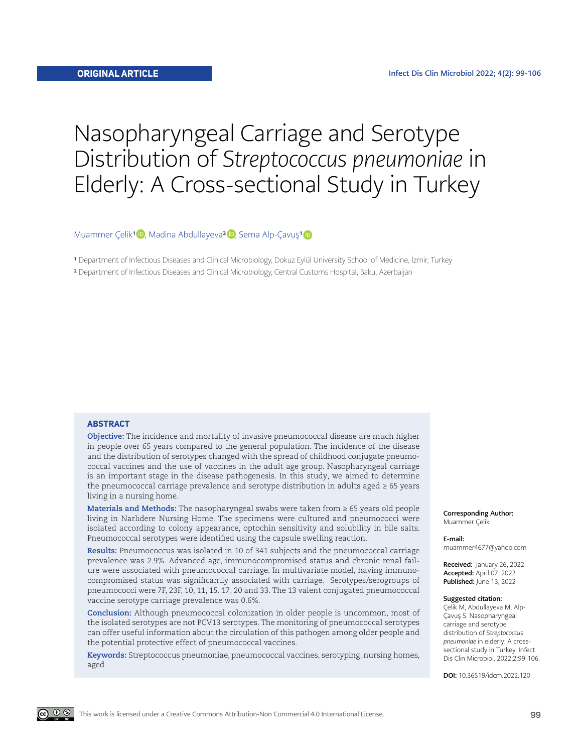ORIGINAL ARTICLE

# Nasopharyngeal Carriage and Serotype Distribution of *Streptococcus pneumoniae* in Elderly: A Cross-sectional Study in Turkey

Muammer Çelik[1], Madina Abdullayeva[2], Sema Alp-Çavuş[1]

[1] Department of Infectious Diseases and Clinical Microbiology, Dokuz Eylül University School of Medicine, İzmir, Turkey

[2] Department of Infectious Diseases and Clinical Microbiology, Central Customs Hospital, Baku, Azerbaijan

## ABSTRACT

**Objective:** The incidence and mortality of invasive pneumococcal disease are much higher in people over 65 years compared to the general population. The incidence of the disease and the distribution of serotypes changed with the spread of childhood conjugate pneumococcal vaccines and the use of vaccines in the adult age group. Nasopharyngeal carriage is an important stage in the disease pathogenesis. In this study, we aimed to determine the pneumococcal carriage prevalence and serotype distribution in adults aged ≥ 65 years living in a nursing home.

**Materials and Methods:** The nasopharyngeal swabs were taken from ≥ 65 years old people living in Narlıdere Nursing Home. The specimens were cultured and pneumococci were isolated according to colony appearance, optochin sensitivity and solubility in bile salts. Pneumococcal serotypes were identified using the capsule swelling reaction.

**Results:** Pneumococcus was isolated in 10 of 341 subjects and the pneumococcal carriage prevalence was 2.9%. Advanced age, immunocompromised status and chronic renal failure were associated with pneumococcal carriage. In multivariate model, having immunocompromised status was significantly associated with carriage. Serotypes/serogroups of pneumococci were 7F, 23F, 10, 11, 15. 17, 20 and 33. The 13 valent conjugated pneumococcal vaccine serotype carriage prevalence was 0.6%.

**Conclusion:** Although pneumococcal colonization in older people is uncommon, most of the isolated serotypes are not PCV13 serotypes. The monitoring of pneumococcal serotypes can offer useful information about the circulation of this pathogen among older people and the potential protective effect of pneumococcal vaccines.

**Keywords:** Streptococcus pneumoniae, pneumococcal vaccines, serotyping, nursing homes, aged

**Corresponding Author:** Muammer Çelik

**E-mail:** muammer4677@yahoo.com

**Received:** January 26, 2022
**Accepted:** April 07, 2022
**Published:** June 13, 2022

**Suggested citation:**
Çelik M, Abdullayeva M, Alp-Çavuş S. Nasopharyngeal carriage and serotype distribution of *Streptococcus pneumoniae* in elderly: A cross-sectional study in Turkey. Infect Dis Clin Microbiol. 2022;2:99-106.

**DOI:** 10.36519/idcm.2022.120

This work is licensed under a Creative Commons Attribution-Non Commercial 4.0 International License.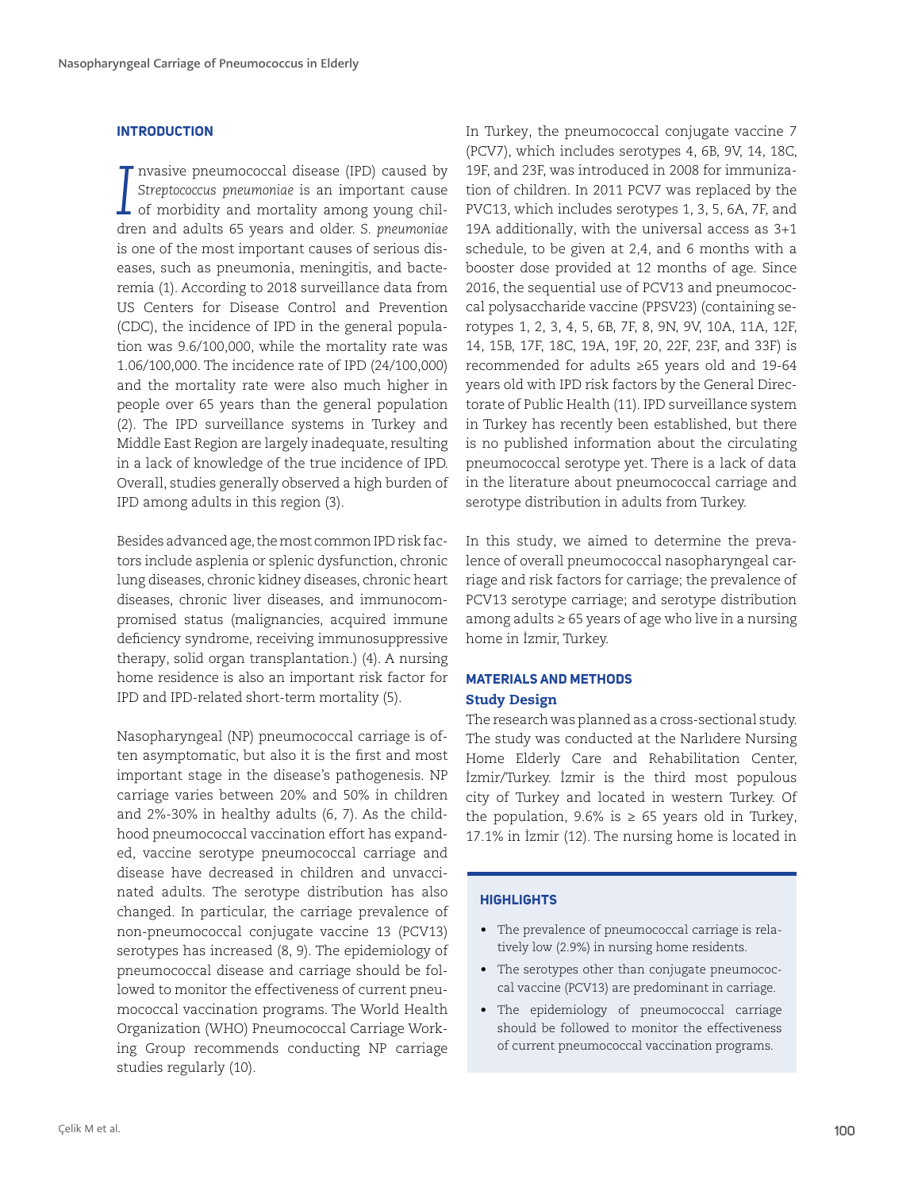## INTRODUCTION

Invasive pneumococcal disease (IPD) caused by *Streptococcus pneumoniae* is an important cause of morbidity and mortality among young children and adults 65 years and older. *S. pneumoniae* is one of the most important causes of serious diseases, such as pneumonia, meningitis, and bacteremia (1). According to 2018 surveillance data from US Centers for Disease Control and Prevention (CDC), the incidence of IPD in the general population was 9.6/100,000, while the mortality rate was 1.06/100,000. The incidence rate of IPD (24/100,000) and the mortality rate were also much higher in people over 65 years than the general population (2). The IPD surveillance systems in Turkey and Middle East Region are largely inadequate, resulting in a lack of knowledge of the true incidence of IPD. Overall, studies generally observed a high burden of IPD among adults in this region (3).

Besides advanced age, the most common IPD risk factors include asplenia or splenic dysfunction, chronic lung diseases, chronic kidney diseases, chronic heart diseases, chronic liver diseases, and immunocompromised status (malignancies, acquired immune deficiency syndrome, receiving immunosuppressive therapy, solid organ transplantation.) (4). A nursing home residence is also an important risk factor for IPD and IPD-related short-term mortality (5).

Nasopharyngeal (NP) pneumococcal carriage is often asymptomatic, but also it is the first and most important stage in the disease's pathogenesis. NP carriage varies between 20% and 50% in children and 2%-30% in healthy adults (6, 7). As the childhood pneumococcal vaccination effort has expanded, vaccine serotype pneumococcal carriage and disease have decreased in children and unvaccinated adults. The serotype distribution has also changed. In particular, the carriage prevalence of non-pneumococcal conjugate vaccine 13 (PCV13) serotypes has increased (8, 9). The epidemiology of pneumococcal disease and carriage should be followed to monitor the effectiveness of current pneumococcal vaccination programs. The World Health Organization (WHO) Pneumococcal Carriage Working Group recommends conducting NP carriage studies regularly (10).

In Turkey, the pneumococcal conjugate vaccine 7 (PCV7), which includes serotypes 4, 6B, 9V, 14, 18C, 19F, and 23F, was introduced in 2008 for immunization of children. In 2011 PCV7 was replaced by the PVC13, which includes serotypes 1, 3, 5, 6A, 7F, and 19A additionally, with the universal access as 3+1 schedule, to be given at 2,4, and 6 months with a booster dose provided at 12 months of age. Since 2016, the sequential use of PCV13 and pneumococcal polysaccharide vaccine (PPSV23) (containing serotypes 1, 2, 3, 4, 5, 6B, 7F, 8, 9N, 9V, 10A, 11A, 12F, 14, 15B, 17F, 18C, 19A, 19F, 20, 22F, 23F, and 33F) is recommended for adults ≥65 years old and 19-64 years old with IPD risk factors by the General Directorate of Public Health (11). IPD surveillance system in Turkey has recently been established, but there is no published information about the circulating pneumococcal serotype yet. There is a lack of data in the literature about pneumococcal carriage and serotype distribution in adults from Turkey.

In this study, we aimed to determine the prevalence of overall pneumococcal nasopharyngeal carriage and risk factors for carriage; the prevalence of PCV13 serotype carriage; and serotype distribution among adults ≥ 65 years of age who live in a nursing home in İzmir, Turkey.

## MATERIALS AND METHODS

### Study Design

The research was planned as a cross-sectional study. The study was conducted at the Narlıdere Nursing Home Elderly Care and Rehabilitation Center, İzmir/Turkey. İzmir is the third most populous city of Turkey and located in western Turkey. Of the population, 9.6% is ≥ 65 years old in Turkey, 17.1% in İzmir (12). The nursing home is located in

> **HIGHLIGHTS**
>
> - The prevalence of pneumococcal carriage is relatively low (2.9%) in nursing home residents.
> - The serotypes other than conjugate pneumococcal vaccine (PCV13) are predominant in carriage.
> - The epidemiology of pneumococcal carriage should be followed to monitor the effectiveness of current pneumococcal vaccination programs.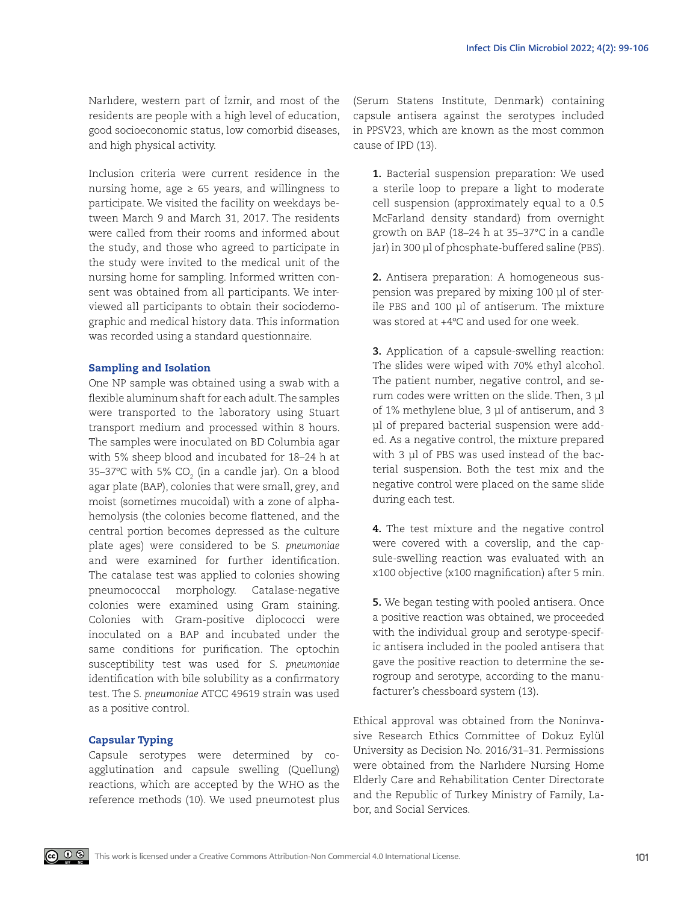Narlıdere, western part of İzmir, and most of the residents are people with a high level of education, good socioeconomic status, low comorbid diseases, and high physical activity.

Inclusion criteria were current residence in the nursing home, age ≥ 65 years, and willingness to participate. We visited the facility on weekdays between March 9 and March 31, 2017. The residents were called from their rooms and informed about the study, and those who agreed to participate in the study were invited to the medical unit of the nursing home for sampling. Informed written consent was obtained from all participants. We interviewed all participants to obtain their sociodemographic and medical history data. This information was recorded using a standard questionnaire.

### Sampling and Isolation

One NP sample was obtained using a swab with a flexible aluminum shaft for each adult. The samples were transported to the laboratory using Stuart transport medium and processed within 8 hours. The samples were inoculated on BD Columbia agar with 5% sheep blood and incubated for 18–24 h at 35–37°C with 5% $CO_2$ (in a candle jar). On a blood agar plate (BAP), colonies that were small, grey, and moist (sometimes mucoidal) with a zone of alpha-hemolysis (the colonies become flattened, and the central portion becomes depressed as the culture plate ages) were considered to be *S. pneumoniae* and were examined for further identification. The catalase test was applied to colonies showing pneumococcal morphology. Catalase-negative colonies were examined using Gram staining. Colonies with Gram-positive diplococci were inoculated on a BAP and incubated under the same conditions for purification. The optochin susceptibility test was used for *S. pneumoniae* identification with bile solubility as a confirmatory test. The *S. pneumoniae* ATCC 49619 strain was used as a positive control.

### Capsular Typing

Capsule serotypes were determined by co-agglutination and capsule swelling (Quellung) reactions, which are accepted by the WHO as the reference methods (10). We used pneumotest plus (Serum Statens Institute, Denmark) containing capsule antisera against the serotypes included in PPSV23, which are known as the most common cause of IPD (13).

**1.** Bacterial suspension preparation: We used a sterile loop to prepare a light to moderate cell suspension (approximately equal to a 0.5 McFarland density standard) from overnight growth on BAP (18–24 h at 35–37°C in a candle jar) in 300 µl of phosphate-buffered saline (PBS).

**2.** Antisera preparation: A homogeneous suspension was prepared by mixing 100 µl of sterile PBS and 100 µl of antiserum. The mixture was stored at +4ºC and used for one week.

**3.** Application of a capsule-swelling reaction: The slides were wiped with 70% ethyl alcohol. The patient number, negative control, and serum codes were written on the slide. Then, 3 µl of 1% methylene blue, 3 µl of antiserum, and 3 µl of prepared bacterial suspension were added. As a negative control, the mixture prepared with 3 µl of PBS was used instead of the bacterial suspension. Both the test mix and the negative control were placed on the same slide during each test.

**4.** The test mixture and the negative control were covered with a coverslip, and the capsule-swelling reaction was evaluated with an x100 objective (x100 magnification) after 5 min.

**5.** We began testing with pooled antisera. Once a positive reaction was obtained, we proceeded with the individual group and serotype-specific antisera included in the pooled antisera that gave the positive reaction to determine the serogroup and serotype, according to the manufacturer's chessboard system (13).

Ethical approval was obtained from the Noninvasive Research Ethics Committee of Dokuz Eylül University as Decision No. 2016/31–31. Permissions were obtained from the Narlıdere Nursing Home Elderly Care and Rehabilitation Center Directorate and the Republic of Turkey Ministry of Family, Labor, and Social Services.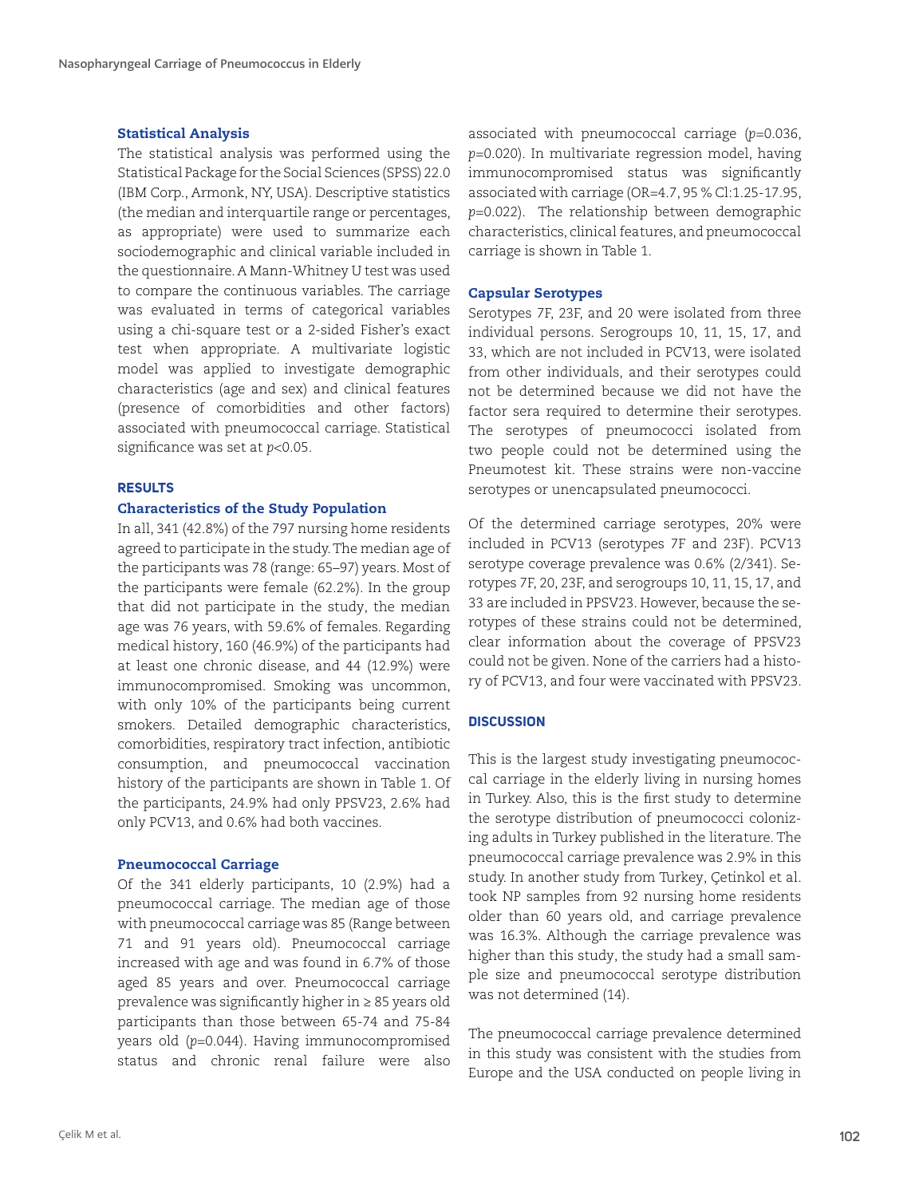### Statistical Analysis

The statistical analysis was performed using the Statistical Package for the Social Sciences (SPSS) 22.0 (IBM Corp., Armonk, NY, USA). Descriptive statistics (the median and interquartile range or percentages, as appropriate) were used to summarize each sociodemographic and clinical variable included in the questionnaire. A Mann-Whitney U test was used to compare the continuous variables. The carriage was evaluated in terms of categorical variables using a chi-square test or a 2-sided Fisher's exact test when appropriate. A multivariate logistic model was applied to investigate demographic characteristics (age and sex) and clinical features (presence of comorbidities and other factors) associated with pneumococcal carriage. Statistical significance was set at $p<0.05$.

## RESULTS

### Characteristics of the Study Population

In all, 341 (42.8%) of the 797 nursing home residents agreed to participate in the study. The median age of the participants was 78 (range: 65–97) years. Most of the participants were female (62.2%). In the group that did not participate in the study, the median age was 76 years, with 59.6% of females. Regarding medical history, 160 (46.9%) of the participants had at least one chronic disease, and 44 (12.9%) were immunocompromised. Smoking was uncommon, with only 10% of the participants being current smokers. Detailed demographic characteristics, comorbidities, respiratory tract infection, antibiotic consumption, and pneumococcal vaccination history of the participants are shown in Table 1. Of the participants, 24.9% had only PPSV23, 2.6% had only PCV13, and 0.6% had both vaccines.

### Pneumococcal Carriage

Of the 341 elderly participants, 10 (2.9%) had a pneumococcal carriage. The median age of those with pneumococcal carriage was 85 (Range between 71 and 91 years old). Pneumococcal carriage increased with age and was found in 6.7% of those aged 85 years and over. Pneumococcal carriage prevalence was significantly higher in ≥ 85 years old participants than those between 65-74 and 75-84 years old ($p$=0.044). Having immunocompromised status and chronic renal failure were also associated with pneumococcal carriage ($p$=0.036, $p$=0.020). In multivariate regression model, having immunocompromised status was significantly associated with carriage (OR=4.7, 95 % Cl:1.25-17.95, $p$=0.022). The relationship between demographic characteristics, clinical features, and pneumococcal carriage is shown in Table 1.

### Capsular Serotypes

Serotypes 7F, 23F, and 20 were isolated from three individual persons. Serogroups 10, 11, 15, 17, and 33, which are not included in PCV13, were isolated from other individuals, and their serotypes could not be determined because we did not have the factor sera required to determine their serotypes. The serotypes of pneumococci isolated from two people could not be determined using the Pneumotest kit. These strains were non-vaccine serotypes or unencapsulated pneumococci.

Of the determined carriage serotypes, 20% were included in PCV13 (serotypes 7F and 23F). PCV13 serotype coverage prevalence was 0.6% (2/341). Serotypes 7F, 20, 23F, and serogroups 10, 11, 15, 17, and 33 are included in PPSV23. However, because the serotypes of these strains could not be determined, clear information about the coverage of PPSV23 could not be given. None of the carriers had a history of PCV13, and four were vaccinated with PPSV23.

## DISCUSSION

This is the largest study investigating pneumococcal carriage in the elderly living in nursing homes in Turkey. Also, this is the first study to determine the serotype distribution of pneumococci colonizing adults in Turkey published in the literature. The pneumococcal carriage prevalence was 2.9% in this study. In another study from Turkey, Çetinkol et al. took NP samples from 92 nursing home residents older than 60 years old, and carriage prevalence was 16.3%. Although the carriage prevalence was higher than this study, the study had a small sample size and pneumococcal serotype distribution was not determined (14).

The pneumococcal carriage prevalence determined in this study was consistent with the studies from Europe and the USA conducted on people living in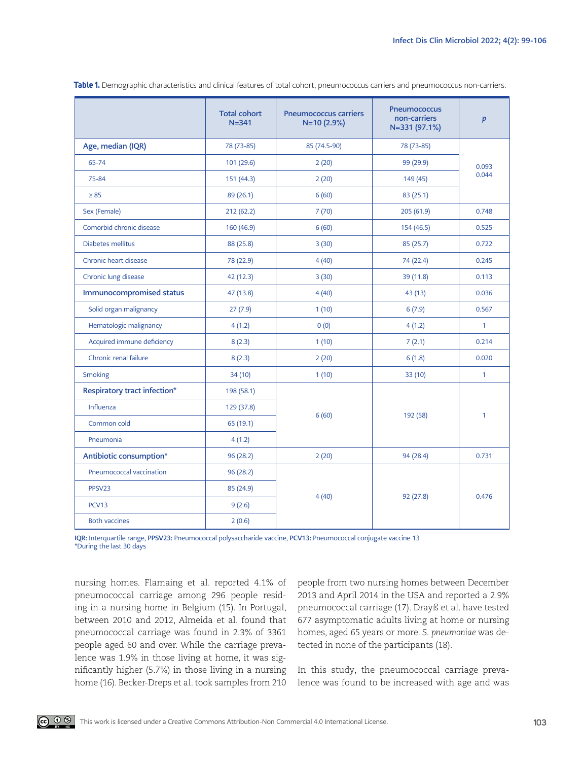**Table 1.** Demographic characteristics and clinical features of total cohort, pneumococcus carriers and pneumococcus non-carriers.

| | Total cohort N=341 | Pneumococcus carriers N=10 (2.9%) | Pneumococcus non-carriers N=331 (97.1%) | *p* |
|---|---|---|---|---|
| **Age, median (IQR)** | 78 (73-85) | 85 (74.5-90) | 78 (73-85) | 0.093<br>0.044 |
| 65-74 | 101 (29.6) | 2 (20) | 99 (29.9) | |
| 75-84 | 151 (44.3) | 2 (20) | 149 (45) | |
| ≥ 85 | 89 (26.1) | 6 (60) | 83 (25.1) | |
| Sex (Female) | 212 (62.2) | 7 (70) | 205 (61.9) | 0.748 |
| Comorbid chronic disease | 160 (46.9) | 6 (60) | 154 (46.5) | 0.525 |
| Diabetes mellitus | 88 (25.8) | 3 (30) | 85 (25.7) | 0.722 |
| Chronic heart disease | 78 (22.9) | 4 (40) | 74 (22.4) | 0.245 |
| Chronic lung disease | 42 (12.3) | 3 (30) | 39 (11.8) | 0.113 |
| **Immunocompromised status** | 47 (13.8) | 4 (40) | 43 (13) | 0.036 |
| Solid organ malignancy | 27 (7.9) | 1 (10) | 6 (7.9) | 0.567 |
| Hematologic malignancy | 4 (1.2) | 0 (0) | 4 (1.2) | 1 |
| Acquired immune deficiency | 8 (2.3) | 1 (10) | 7 (2.1) | 0.214 |
| Chronic renal failure | 8 (2.3) | 2 (20) | 6 (1.8) | 0.020 |
| Smoking | 34 (10) | 1 (10) | 33 (10) | 1 |
| **Respiratory tract infection*** | 198 (58.1) | 6 (60) | 192 (58) | 1 |
| Influenza | 129 (37.8) | | | |
| Common cold | 65 (19.1) | | | |
| Pneumonia | 4 (1.2) | | | |
| **Antibiotic consumption*** | 96 (28.2) | 2 (20) | 94 (28.4) | 0.731 |
| Pneumococcal vaccination | 96 (28.2) | 4 (40) | 92 (27.8) | 0.476 |
| PPSV23 | 85 (24.9) | | | |
| PCV13 | 9 (2.6) | | | |
| Both vaccines | 2 (0.6) | | | |

**IQR:** Interquartile range, **PPSV23:** Pneumococcal polysaccharide vaccine, **PCV13:** Pneumococcal conjugate vaccine 13
*During the last 30 days

nursing homes. Flamaing et al. reported 4.1% of pneumococcal carriage among 296 people residing in a nursing home in Belgium (15). In Portugal, between 2010 and 2012, Almeida et al. found that pneumococcal carriage was found in 2.3% of 3361 people aged 60 and over. While the carriage prevalence was 1.9% in those living at home, it was significantly higher (5.7%) in those living in a nursing home (16). Becker-Dreps et al. took samples from 210 people from two nursing homes between December 2013 and April 2014 in the USA and reported a 2.9% pneumococcal carriage (17). Drayß et al. have tested 677 asymptomatic adults living at home or nursing homes, aged 65 years or more. *S. pneumoniae* was detected in none of the participants (18).

In this study, the pneumococcal carriage prevalence was found to be increased with age and was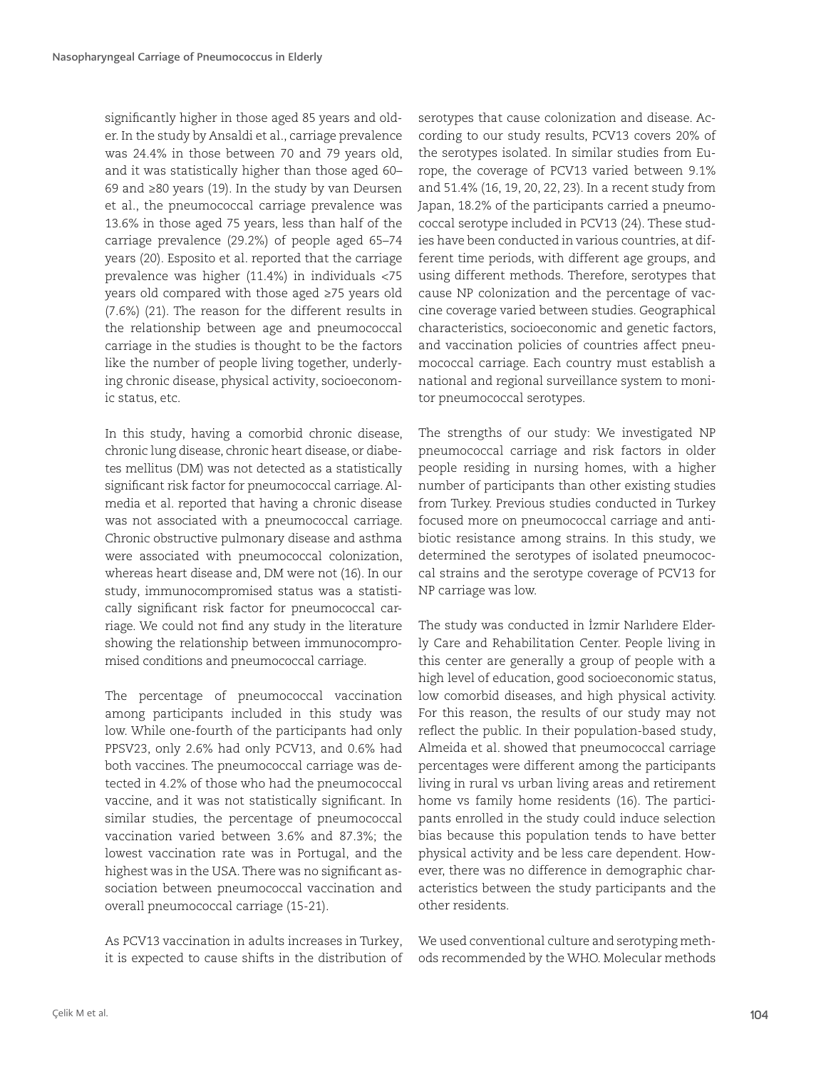significantly higher in those aged 85 years and older. In the study by Ansaldi et al., carriage prevalence was 24.4% in those between 70 and 79 years old, and it was statistically higher than those aged 60–69 and ≥80 years (19). In the study by van Deursen et al., the pneumococcal carriage prevalence was 13.6% in those aged 75 years, less than half of the carriage prevalence (29.2%) of people aged 65–74 years (20). Esposito et al. reported that the carriage prevalence was higher (11.4%) in individuals <75 years old compared with those aged ≥75 years old (7.6%) (21). The reason for the different results in the relationship between age and pneumococcal carriage in the studies is thought to be the factors like the number of people living together, underlying chronic disease, physical activity, socioeconomic status, etc.

In this study, having a comorbid chronic disease, chronic lung disease, chronic heart disease, or diabetes mellitus (DM) was not detected as a statistically significant risk factor for pneumococcal carriage. Almedia et al. reported that having a chronic disease was not associated with a pneumococcal carriage. Chronic obstructive pulmonary disease and asthma were associated with pneumococcal colonization, whereas heart disease and, DM were not (16). In our study, immunocompromised status was a statistically significant risk factor for pneumococcal carriage. We could not find any study in the literature showing the relationship between immunocompromised conditions and pneumococcal carriage.

The percentage of pneumococcal vaccination among participants included in this study was low. While one-fourth of the participants had only PPSV23, only 2.6% had only PCV13, and 0.6% had both vaccines. The pneumococcal carriage was detected in 4.2% of those who had the pneumococcal vaccine, and it was not statistically significant. In similar studies, the percentage of pneumococcal vaccination varied between 3.6% and 87.3%; the lowest vaccination rate was in Portugal, and the highest was in the USA. There was no significant association between pneumococcal vaccination and overall pneumococcal carriage (15-21).

As PCV13 vaccination in adults increases in Turkey, it is expected to cause shifts in the distribution of serotypes that cause colonization and disease. According to our study results, PCV13 covers 20% of the serotypes isolated. In similar studies from Europe, the coverage of PCV13 varied between 9.1% and 51.4% (16, 19, 20, 22, 23). In a recent study from Japan, 18.2% of the participants carried a pneumococcal serotype included in PCV13 (24). These studies have been conducted in various countries, at different time periods, with different age groups, and using different methods. Therefore, serotypes that cause NP colonization and the percentage of vaccine coverage varied between studies. Geographical characteristics, socioeconomic and genetic factors, and vaccination policies of countries affect pneumococcal carriage. Each country must establish a national and regional surveillance system to monitor pneumococcal serotypes.

The strengths of our study: We investigated NP pneumococcal carriage and risk factors in older people residing in nursing homes, with a higher number of participants than other existing studies from Turkey. Previous studies conducted in Turkey focused more on pneumococcal carriage and antibiotic resistance among strains. In this study, we determined the serotypes of isolated pneumococcal strains and the serotype coverage of PCV13 for NP carriage was low.

The study was conducted in İzmir Narlıdere Elderly Care and Rehabilitation Center. People living in this center are generally a group of people with a high level of education, good socioeconomic status, low comorbid diseases, and high physical activity. For this reason, the results of our study may not reflect the public. In their population-based study, Almeida et al. showed that pneumococcal carriage percentages were different among the participants living in rural vs urban living areas and retirement home vs family home residents (16). The participants enrolled in the study could induce selection bias because this population tends to have better physical activity and be less care dependent. However, there was no difference in demographic characteristics between the study participants and the other residents.

We used conventional culture and serotyping methods recommended by the WHO. Molecular methods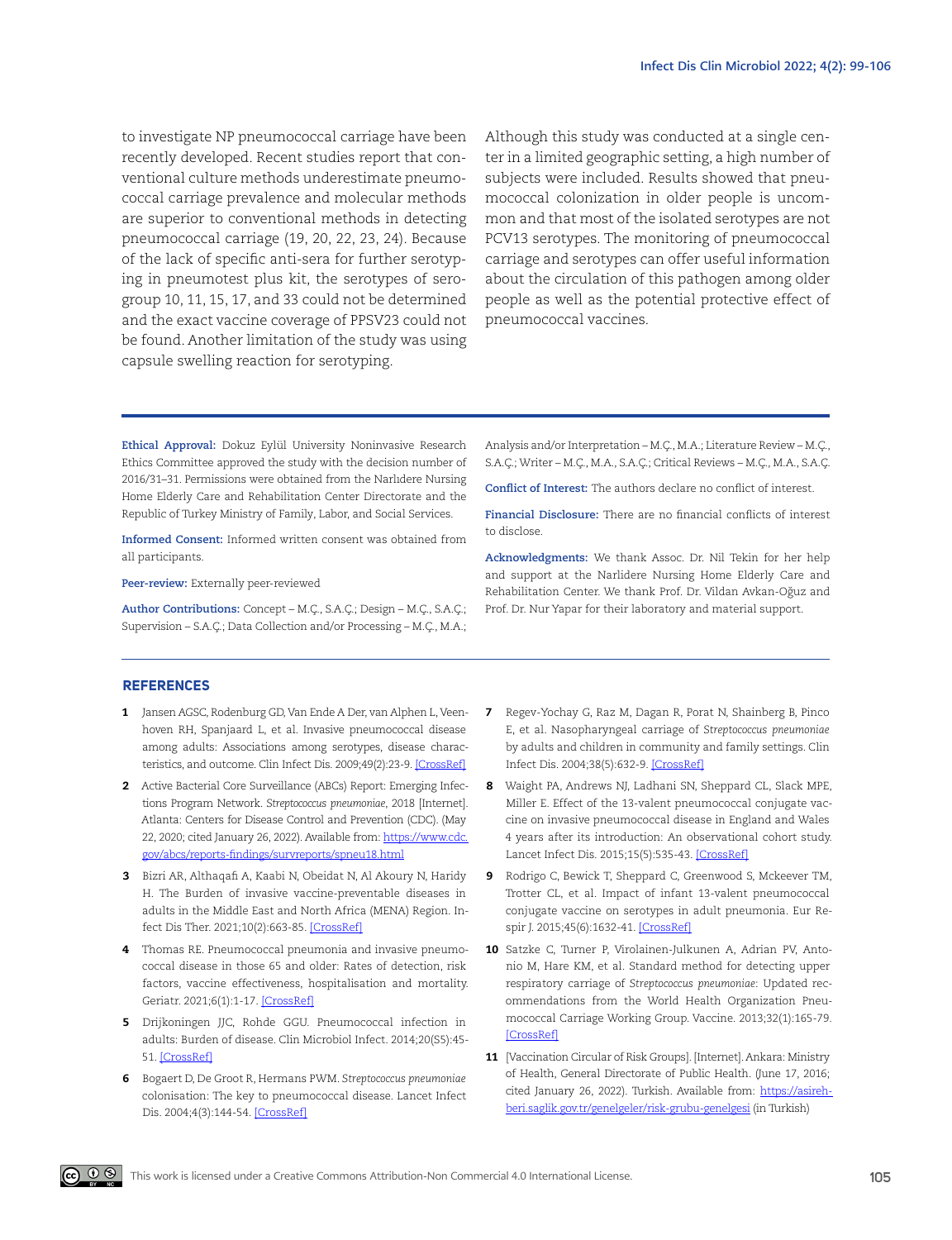to investigate NP pneumococcal carriage have been recently developed. Recent studies report that conventional culture methods underestimate pneumococcal carriage prevalence and molecular methods are superior to conventional methods in detecting pneumococcal carriage (19, 20, 22, 23, 24). Because of the lack of specific anti-sera for further serotyping in pneumotest plus kit, the serotypes of serogroup 10, 11, 15, 17, and 33 could not be determined and the exact vaccine coverage of PPSV23 could not be found. Another limitation of the study was using capsule swelling reaction for serotyping.

Although this study was conducted at a single center in a limited geographic setting, a high number of subjects were included. Results showed that pneumococcal colonization in older people is uncommon and that most of the isolated serotypes are not PCV13 serotypes. The monitoring of pneumococcal carriage and serotypes can offer useful information about the circulation of this pathogen among older people as well as the potential protective effect of pneumococcal vaccines.

**Ethical Approval:** Dokuz Eylül University Noninvasive Research Ethics Committee approved the study with the decision number of 2016/31–31. Permissions were obtained from the Narlıdere Nursing Home Elderly Care and Rehabilitation Center Directorate and the Republic of Turkey Ministry of Family, Labor, and Social Services.

**Informed Consent:** Informed written consent was obtained from all participants.

**Peer-review:** Externally peer-reviewed

**Author Contributions:** Concept – M.Ç., S.A.Ç.; Design – M.Ç., S.A.Ç.; Supervision – S.A.Ç.; Data Collection and/or Processing – M.Ç., M.A.; Analysis and/or Interpretation – M.Ç., M.A.; Literature Review – M.Ç., S.A.Ç.; Writer – M.Ç., M.A., S.A.Ç.; Critical Reviews – M.Ç., M.A., S.A.Ç.

**Conflict of Interest:** The authors declare no conflict of interest.

**Financial Disclosure:** There are no financial conflicts of interest to disclose.

**Acknowledgments:** We thank Assoc. Dr. Nil Tekin for her help and support at the Narlidere Nursing Home Elderly Care and Rehabilitation Center. We thank Prof. Dr. Vildan Avkan-Oğuz and Prof. Dr. Nur Yapar for their laboratory and material support.

## REFERENCES

1. Jansen AGSC, Rodenburg GD, Van Ende A Der, van Alphen L, Veenhoven RH, Spanjaard L, et al. Invasive pneumococcal disease among adults: Associations among serotypes, disease characteristics, and outcome. Clin Infect Dis. 2009;49(2):23-9. [CrossRef]
2. Active Bacterial Core Surveillance (ABCs) Report: Emerging Infections Program Network. *Streptococcus pneumoniae*, 2018 [Internet]. Atlanta: Centers for Disease Control and Prevention (CDC). (May 22, 2020; cited January 26, 2022). Available from: https://www.cdc.gov/abcs/reports-findings/survreports/spneu18.html
3. Bizri AR, Althaqafi A, Kaabi N, Obeidat N, Al Akoury N, Haridy H. The Burden of invasive vaccine-preventable diseases in adults in the Middle East and North Africa (MENA) Region. Infect Dis Ther. 2021;10(2):663-85. [CrossRef]
4. Thomas RE. Pneumococcal pneumonia and invasive pneumococcal disease in those 65 and older: Rates of detection, risk factors, vaccine effectiveness, hospitalisation and mortality. Geriatr. 2021;6(1):1-17. [CrossRef]
5. Drijkoningen JJC, Rohde GGU. Pneumococcal infection in adults: Burden of disease. Clin Microbiol Infect. 2014;20(S5):45-51. [CrossRef]
6. Bogaert D, De Groot R, Hermans PWM. *Streptococcus pneumoniae* colonisation: The key to pneumococcal disease. Lancet Infect Dis. 2004;4(3):144-54. [CrossRef]
7. Regev-Yochay G, Raz M, Dagan R, Porat N, Shainberg B, Pinco E, et al. Nasopharyngeal carriage of *Streptococcus pneumoniae* by adults and children in community and family settings. Clin Infect Dis. 2004;38(5):632-9. [CrossRef]
8. Waight PA, Andrews NJ, Ladhani SN, Sheppard CL, Slack MPE, Miller E. Effect of the 13-valent pneumococcal conjugate vaccine on invasive pneumococcal disease in England and Wales 4 years after its introduction: An observational cohort study. Lancet Infect Dis. 2015;15(5):535-43. [CrossRef]
9. Rodrigo C, Bewick T, Sheppard C, Greenwood S, Mckeever TM, Trotter CL, et al. Impact of infant 13-valent pneumococcal conjugate vaccine on serotypes in adult pneumonia. Eur Respir J. 2015;45(6):1632-41. [CrossRef]
10. Satzke C, Turner P, Virolainen-Julkunen A, Adrian PV, Antonio M, Hare KM, et al. Standard method for detecting upper respiratory carriage of *Streptococcus pneumoniae*: Updated recommendations from the World Health Organization Pneumococcal Carriage Working Group. Vaccine. 2013;32(1):165-79. [CrossRef]
11. [Vaccination Circular of Risk Groups]. [Internet]. Ankara: Ministry of Health, General Directorate of Public Health. (June 17, 2016; cited January 26, 2022). Turkish. Available from: https://asireh-beri.saglik.gov.tr/genelgeler/risk-grubu-genelgesi (in Turkish)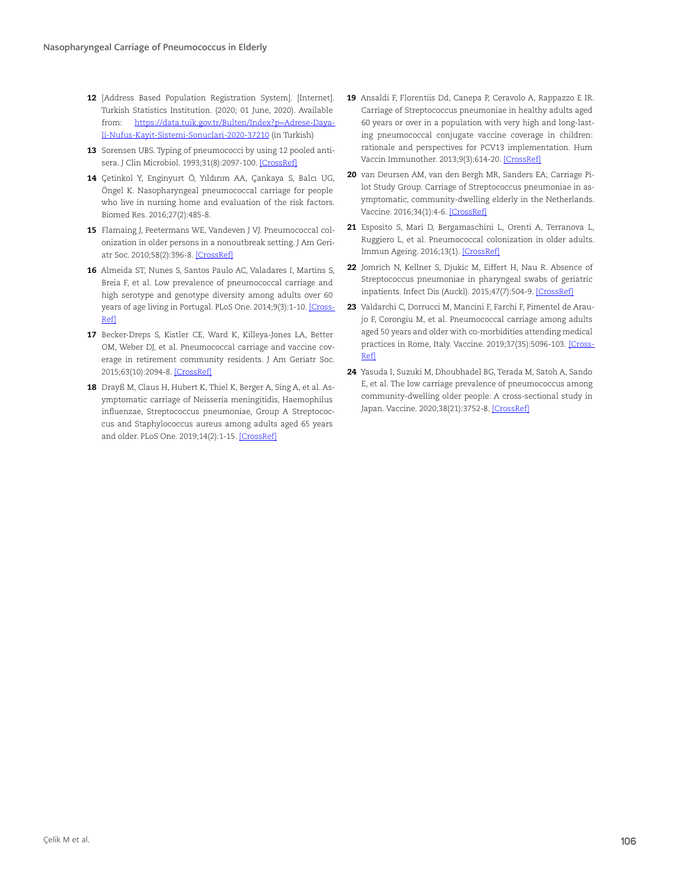12. [Address Based Population Registration System]. [Internet]. Turkish Statistics Institution. (2020; 01 June, 2020). Available from: https://data.tuik.gov.tr/Bulten/Index?p=Adrese-Dayali-Nufus-Kayit-Sistemi-Sonuclari-2020-37210 (in Turkish)
13. Sorensen UBS. Typing of pneumococci by using 12 pooled antisera. J Clin Microbiol. 1993;31(8):2097-100. [CrossRef]
14. Çetinkol Y, Enginyurt Ö, Yıldırım AA, Çankaya S, Balcı UG, Öngel K. Nasopharyngeal pneumococcal carriage for people who live in nursing home and evaluation of the risk factors. Biomed Res. 2016;27(2):485-8.
15. Flamaing J, Peetermans WE, Vandeven J VJ. Pneumococcal colonization in older persons in a nonoutbreak setting. J Am Geriatr Soc. 2010;58(2):396-8. [CrossRef]
16. Almeida ST, Nunes S, Santos Paulo AC, Valadares I, Martins S, Breia F, et al. Low prevalence of pneumococcal carriage and high serotype and genotype diversity among adults over 60 years of age living in Portugal. PLoS One. 2014;9(3):1-10. [CrossRef]
17. Becker-Dreps S, Kistler CE, Ward K, Killeya-Jones LA, Better OM, Weber DJ, et al. Pneumococcal carriage and vaccine coverage in retirement community residents. J Am Geriatr Soc. 2015;63(10):2094-8. [CrossRef]
18. Drayß M, Claus H, Hubert K, Thiel K, Berger A, Sing A, et al. Asymptomatic carriage of Neisseria meningitidis, Haemophilus influenzae, Streptococcus pneumoniae, Group A Streptococcus and Staphylococcus aureus among adults aged 65 years and older. PLoS One. 2019;14(2):1-15. [CrossRef]
19. Ansaldi F, Florentiis Dd, Canepa P, Ceravolo A, Rappazzo E IR. Carriage of Streptococcus pneumoniae in healthy adults aged 60 years or over in a population with very high and long-lasting pneumococcal conjugate vaccine coverage in children: rationale and perspectives for PCV13 implementation. Hum Vaccin Immunother. 2013;9(3):614-20. [CrossRef]
20. van Deursen AM, van den Bergh MR, Sanders EA; Carriage Pilot Study Group. Carriage of Streptococcus pneumoniae in asymptomatic, community-dwelling elderly in the Netherlands. Vaccine. 2016;34(1):4-6. [CrossRef]
21. Esposito S, Mari D, Bergamaschini L, Orenti A, Terranova L, Ruggiero L, et al. Pneumococcal colonization in older adults. Immun Ageing. 2016;13(1). [CrossRef]
22. Jomrich N, Kellner S, Djukic M, Eiffert H, Nau R. Absence of Streptococcus pneumoniae in pharyngeal swabs of geriatric inpatients. Infect Dis (Auckl). 2015;47(7):504-9. [CrossRef]
23. Valdarchi C, Dorrucci M, Mancini F, Farchi F, Pimentel de Araujo F, Corongiu M, et al. Pneumococcal carriage among adults aged 50 years and older with co-morbidities attending medical practices in Rome, Italy. Vaccine. 2019;37(35):5096-103. [CrossRef]
24. Yasuda I, Suzuki M, Dhoubhadel BG, Terada M, Satoh A, Sando E, et al. The low carriage prevalence of pneumococcus among community-dwelling older people: A cross-sectional study in Japan. Vaccine. 2020;38(21):3752-8. [CrossRef]